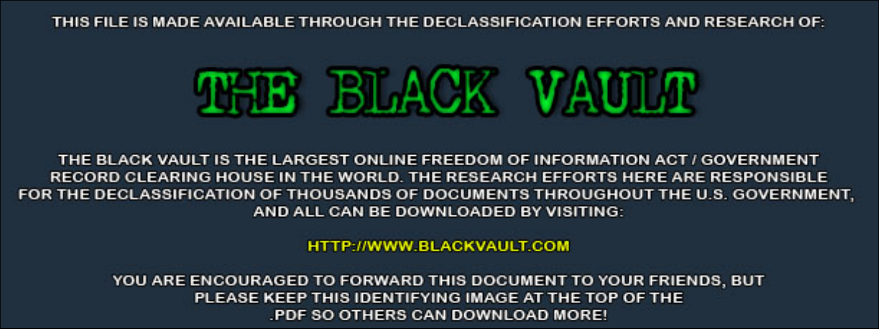THIS FILE IS MADE AVAILABLE THROUGH THE DECLASSIFICATION EFFORTS AND RESEARCH OF:

# THE BLACK VAULT

THE BLACK VAULT IS THE LARGEST ONLINE FREEDOM OF INFORMATION ACT / GOVERNMENT RECORD CLEARING HOUSE IN THE WORLD. THE RESEARCH EFFORTS HERE ARE RESPONSIBLE FOR THE DECLASSIFICATION OF THOUSANDS OF DOCUMENTS THROUGHOUT THE U.S. GOVERNMENT, AND ALL CAN BE DOWNLOADED BY VISITING:

HTTP://WWW.BLACKVAULT.COM

YOU ARE ENCOURAGED TO FORWARD THIS DOCUMENT TO YOUR FRIENDS, BUT PLEASE KEEP THIS IDENTIFYING IMAGE AT THE TOP OF THE .PDF SO OTHERS CAN DOWNLOAD MORE!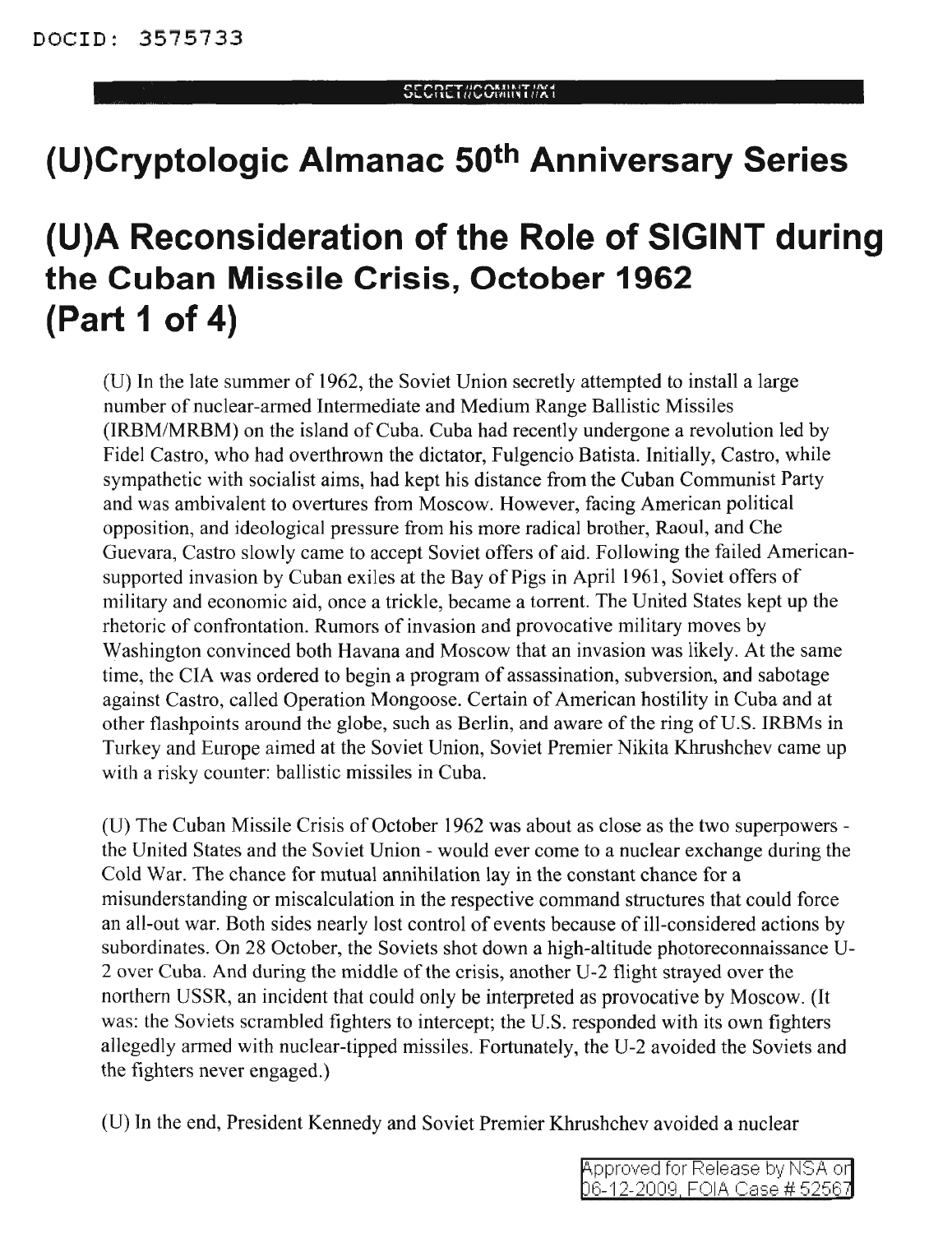DOCID: 3575733

SECRET//COMINT//X1

# (U)Cryptologic Almanac 50th Anniversary Series

# (U)A Reconsideration of the Role of SIGINT during the Cuban Missile Crisis, October 1962 (Part 1 of 4)

(U) In the late summer of 1962, the Soviet Union secretly attempted to install a large number of nuclear-armed Intermediate and Medium Range Ballistic Missiles (IRBM/MRBM) on the island of Cuba. Cuba had recently undergone a revolution led by Fidel Castro, who had overthrown the dictator, Fulgencio Batista. Initially, Castro, while sympathetic with socialist aims, had kept his distance from the Cuban Communist Party and was ambivalent to overtures from Moscow. However, facing American political opposition, and ideological pressure from his more radical brother, Raoul, and Che Guevara, Castro slowly came to accept Soviet offers of aid. Following the failed American-supported invasion by Cuban exiles at the Bay of Pigs in April 1961, Soviet offers of military and economic aid, once a trickle, became a torrent. The United States kept up the rhetoric of confrontation. Rumors of invasion and provocative military moves by Washington convinced both Havana and Moscow that an invasion was likely. At the same time, the CIA was ordered to begin a program of assassination, subversion, and sabotage against Castro, called Operation Mongoose. Certain of American hostility in Cuba and at other flashpoints around the globe, such as Berlin, and aware of the ring of U.S. IRBMs in Turkey and Europe aimed at the Soviet Union, Soviet Premier Nikita Khrushchev came up with a risky counter: ballistic missiles in Cuba.

(U) The Cuban Missile Crisis of October 1962 was about as close as the two superpowers - the United States and the Soviet Union - would ever come to a nuclear exchange during the Cold War. The chance for mutual annihilation lay in the constant chance for a misunderstanding or miscalculation in the respective command structures that could force an all-out war. Both sides nearly lost control of events because of ill-considered actions by subordinates. On 28 October, the Soviets shot down a high-altitude photoreconnaissance U-2 over Cuba. And during the middle of the crisis, another U-2 flight strayed over the northern USSR, an incident that could only be interpreted as provocative by Moscow. (It was: the Soviets scrambled fighters to intercept; the U.S. responded with its own fighters allegedly armed with nuclear-tipped missiles. Fortunately, the U-2 avoided the Soviets and the fighters never engaged.)

(U) In the end, President Kennedy and Soviet Premier Khrushchev avoided a nuclear

Approved for Release by NSA on 06-12-2009, FOIA Case # 52567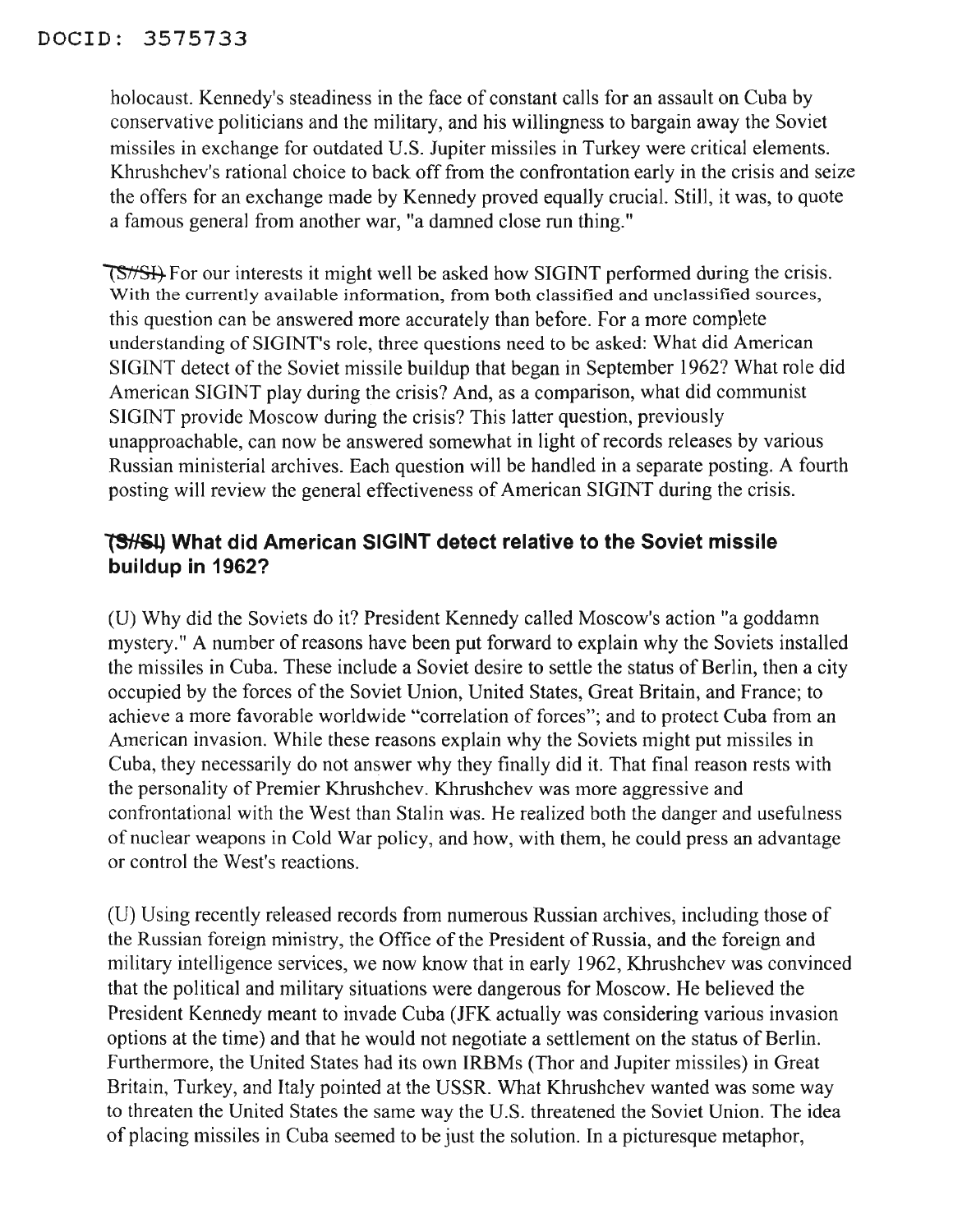holocaust. Kennedy's steadiness in the face of constant calls for an assault on Cuba by conservative politicians and the military, and his willingness to bargain away the Soviet missiles in exchange for outdated U.S. Jupiter missiles in Turkey were critical elements. Khrushchev's rational choice to back off from the confrontation early in the crisis and seize the offers for an exchange made by Kennedy proved equally crucial. Still, it was, to quote a famous general from another war, "a damned close run thing."

(S//SI) For our interests it might well be asked how SIGINT performed during the crisis. With the currently available information, from both classified and unclassified sources, this question can be answered more accurately than before. For a more complete understanding of SIGINT's role, three questions need to be asked: What did American SIGINT detect of the Soviet missile buildup that began in September 1962? What role did American SIGINT play during the crisis? And, as a comparison, what did communist SIGINT provide Moscow during the crisis? This latter question, previously unapproachable, can now be answered somewhat in light of records releases by various Russian ministerial archives. Each question will be handled in a separate posting. A fourth posting will review the general effectiveness of American SIGINT during the crisis.

### (S//SI) What did American SIGINT detect relative to the Soviet missile buildup in 1962?

(U) Why did the Soviets do it? President Kennedy called Moscow's action "a goddamn mystery." A number of reasons have been put forward to explain why the Soviets installed the missiles in Cuba. These include a Soviet desire to settle the status of Berlin, then a city occupied by the forces of the Soviet Union, United States, Great Britain, and France; to achieve a more favorable worldwide "correlation of forces"; and to protect Cuba from an American invasion. While these reasons explain why the Soviets might put missiles in Cuba, they necessarily do not answer why they finally did it. That final reason rests with the personality of Premier Khrushchev. Khrushchev was more aggressive and confrontational with the West than Stalin was. He realized both the danger and usefulness of nuclear weapons in Cold War policy, and how, with them, he could press an advantage or control the West's reactions.

(U) Using recently released records from numerous Russian archives, including those of the Russian foreign ministry, the Office of the President of Russia, and the foreign and military intelligence services, we now know that in early 1962, Khrushchev was convinced that the political and military situations were dangerous for Moscow. He believed the President Kennedy meant to invade Cuba (JFK actually was considering various invasion options at the time) and that he would not negotiate a settlement on the status of Berlin. Furthermore, the United States had its own IRBMs (Thor and Jupiter missiles) in Great Britain, Turkey, and Italy pointed at the USSR. What Khrushchev wanted was some way to threaten the United States the same way the U.S. threatened the Soviet Union. The idea of placing missiles in Cuba seemed to be just the solution. In a picturesque metaphor,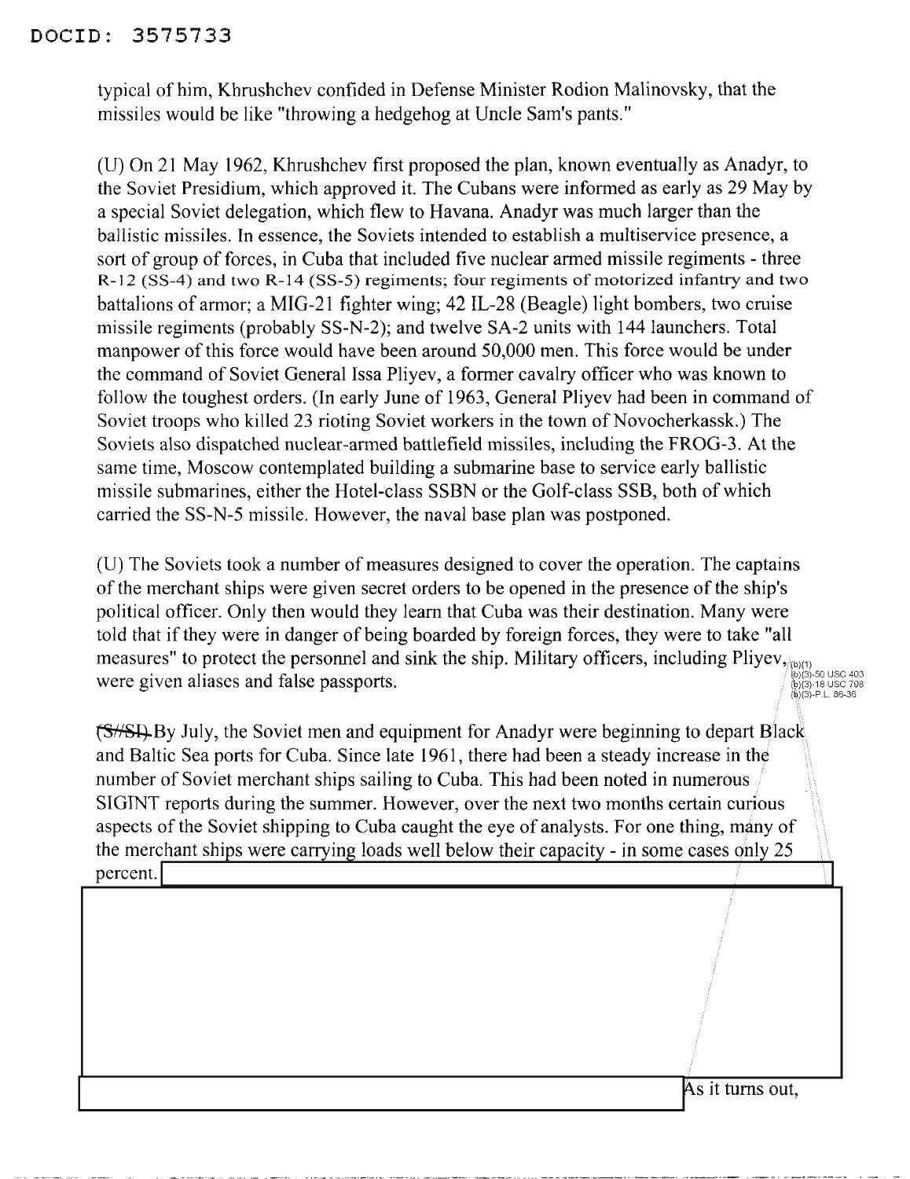typical of him, Khrushchev confided in Defense Minister Rodion Malinovsky, that the missiles would be like "throwing a hedgehog at Uncle Sam's pants."

(U) On 21 May 1962, Khrushchev first proposed the plan, known eventually as Anadyr, to the Soviet Presidium, which approved it. The Cubans were informed as early as 29 May by a special Soviet delegation, which flew to Havana. Anadyr was much larger than the ballistic missiles. In essence, the Soviets intended to establish a multiservice presence, a sort of group of forces, in Cuba that included five nuclear armed missile regiments - three R-12 (SS-4) and two R-14 (SS-5) regiments; four regiments of motorized infantry and two battalions of armor; a MIG-21 fighter wing; 42 IL-28 (Beagle) light bombers, two cruise missile regiments (probably SS-N-2); and twelve SA-2 units with 144 launchers. Total manpower of this force would have been around 50,000 men. This force would be under the command of Soviet General Issa Pliyev, a former cavalry officer who was known to follow the toughest orders. (In early June of 1963, General Pliyev had been in command of Soviet troops who killed 23 rioting Soviet workers in the town of Novocherkassk.) The Soviets also dispatched nuclear-armed battlefield missiles, including the FROG-3. At the same time, Moscow contemplated building a submarine base to service early ballistic missile submarines, either the Hotel-class SSBN or the Golf-class SSB, both of which carried the SS-N-5 missile. However, the naval base plan was postponed.

(U) The Soviets took a number of measures designed to cover the operation. The captains of the merchant ships were given secret orders to be opened in the presence of the ship's political officer. Only then would they learn that Cuba was their destination. Many were told that if they were in danger of being boarded by foreign forces, they were to take "all measures" to protect the personnel and sink the ship. Military officers, including Pliyev, were given aliases and false passports.

(b)(1)
(b)(3)-50 USC 403
(b)(3)-18 USC 798
(b)(3)-P.L. 86-36

~~(S//SI)~~ By July, the Soviet men and equipment for Anadyr were beginning to depart Black and Baltic Sea ports for Cuba. Since late 1961, there had been a steady increase in the number of Soviet merchant ships sailing to Cuba. This had been noted in numerous SIGINT reports during the summer. However, over the next two months certain curious aspects of the Soviet shipping to Cuba caught the eye of analysts. For one thing, many of the merchant ships were carrying loads well below their capacity - in some cases only 25 percent. [REDACTED]

[REDACTED] As it turns out,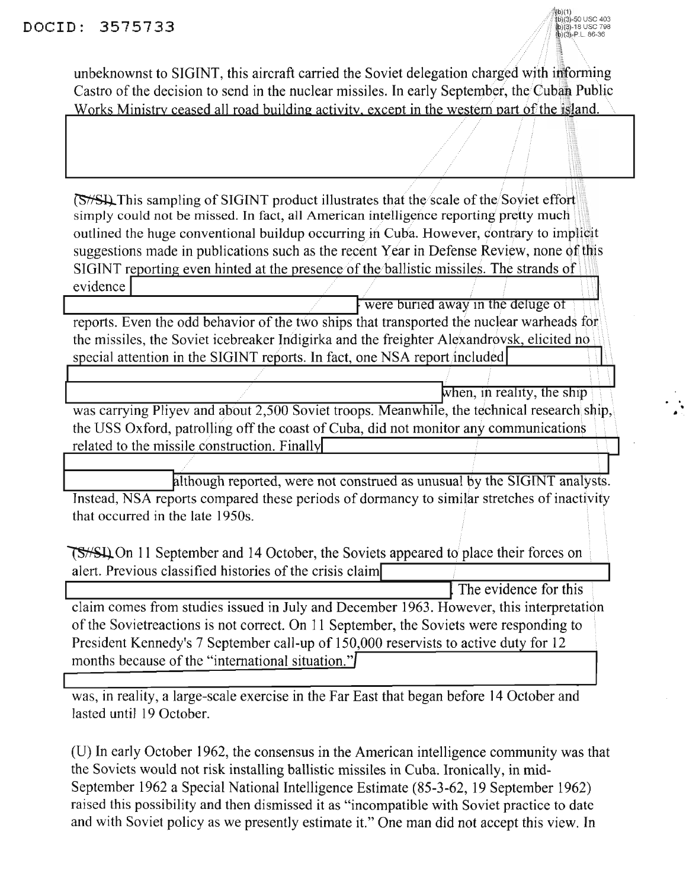unbeknownst to SIGINT, this aircraft carried the Soviet delegation charged with informing Castro of the decision to send in the nuclear missiles. In early September, the Cuban Public Works Ministry ceased all road building activity, except in the western part of the island.

(S//SI) This sampling of SIGINT product illustrates that the scale of the Soviet effort simply could not be missed. In fact, all American intelligence reporting pretty much outlined the huge conventional buildup occurring in Cuba. However, contrary to implicit suggestions made in publications such as the recent Year in Defense Review, none of this SIGINT reporting even hinted at the presence of the ballistic missiles. The strands of evidence [redacted] were buried away in the deluge of reports. Even the odd behavior of the two ships that transported the nuclear warheads for the missiles, the Soviet icebreaker Indigirka and the freighter Alexandrovsk, elicited no special attention in the SIGINT reports. In fact, one NSA report included [redacted] when, in reality, the ship was carrying Pliyev and about 2,500 Soviet troops. Meanwhile, the technical research ship, the USS Oxford, patrolling off the coast of Cuba, did not monitor any communications related to the missile construction. Finally [redacted] although reported, were not construed as unusual by the SIGINT analysts. Instead, NSA reports compared these periods of dormancy to similar stretches of inactivity that occurred in the late 1950s.

(S//SI) On 11 September and 14 October, the Soviets appeared to place their forces on alert. Previous classified histories of the crisis claim [redacted]. The evidence for this claim comes from studies issued in July and December 1963. However, this interpretation of the Sovietreactions is not correct. On 11 September, the Soviets were responding to President Kennedy's 7 September call-up of 150,000 reservists to active duty for 12 months because of the "international situation." [redacted] was, in reality, a large-scale exercise in the Far East that began before 14 October and lasted until 19 October.

(U) In early October 1962, the consensus in the American intelligence community was that the Soviets would not risk installing ballistic missiles in Cuba. Ironically, in mid-September 1962 a Special National Intelligence Estimate (85-3-62, 19 September 1962) raised this possibility and then dismissed it as "incompatible with Soviet practice to date and with Soviet policy as we presently estimate it." One man did not accept this view. In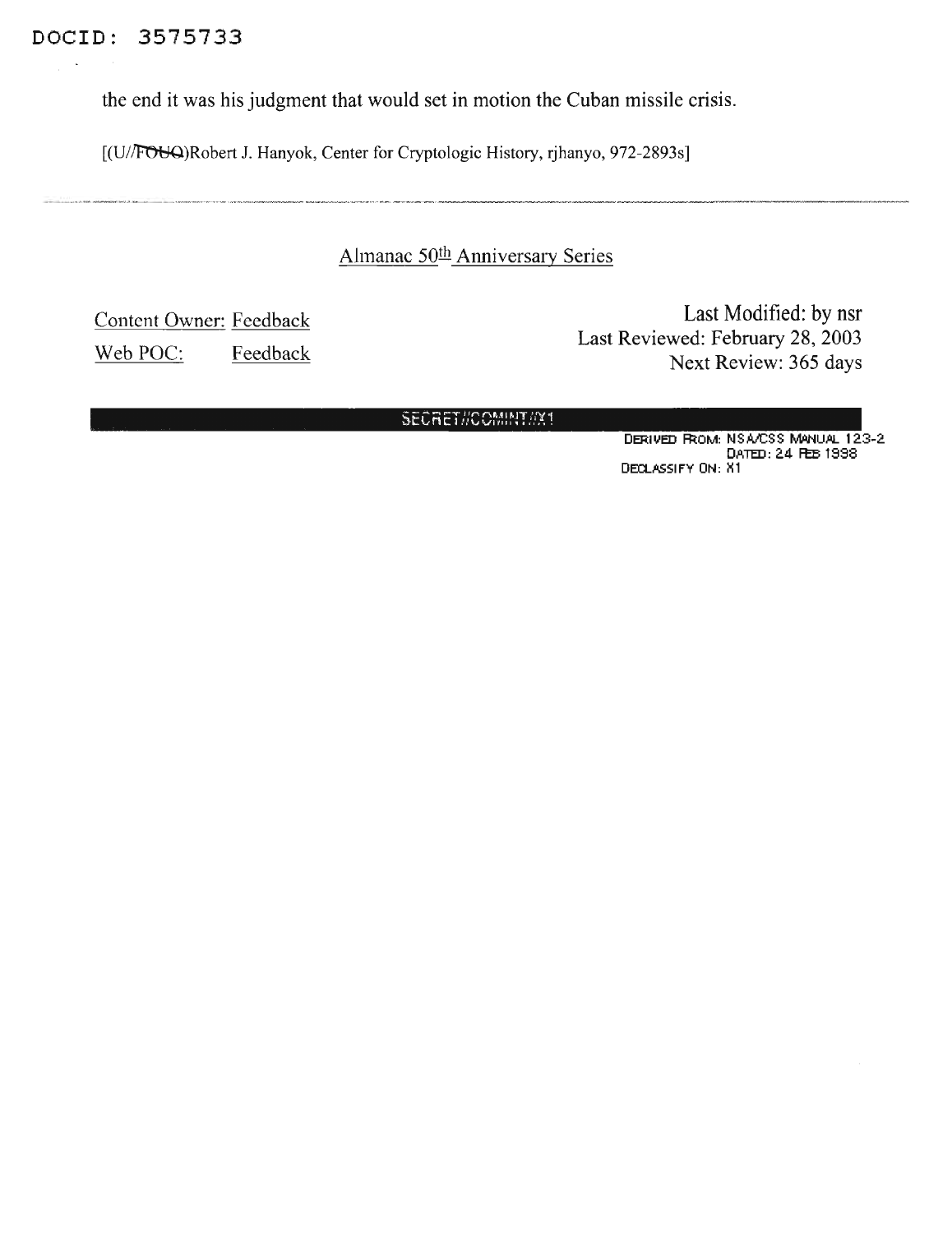the end it was his judgment that would set in motion the Cuban missile crisis.

[(U//FOUO)Robert J. Hanyok, Center for Cryptologic History, rjhanyo, 972-2893s]

---

Almanac 50th Anniversary Series

Content Owner: Feedback
Web POC: Feedback

Last Modified: by nsr
Last Reviewed: February 28, 2003
Next Review: 365 days

SECRET//COMINT//X1

DERIVED FROM: NSA/CSS MANUAL 123-2
DATED: 24 FEB 1998
DECLASSIFY ON: X1